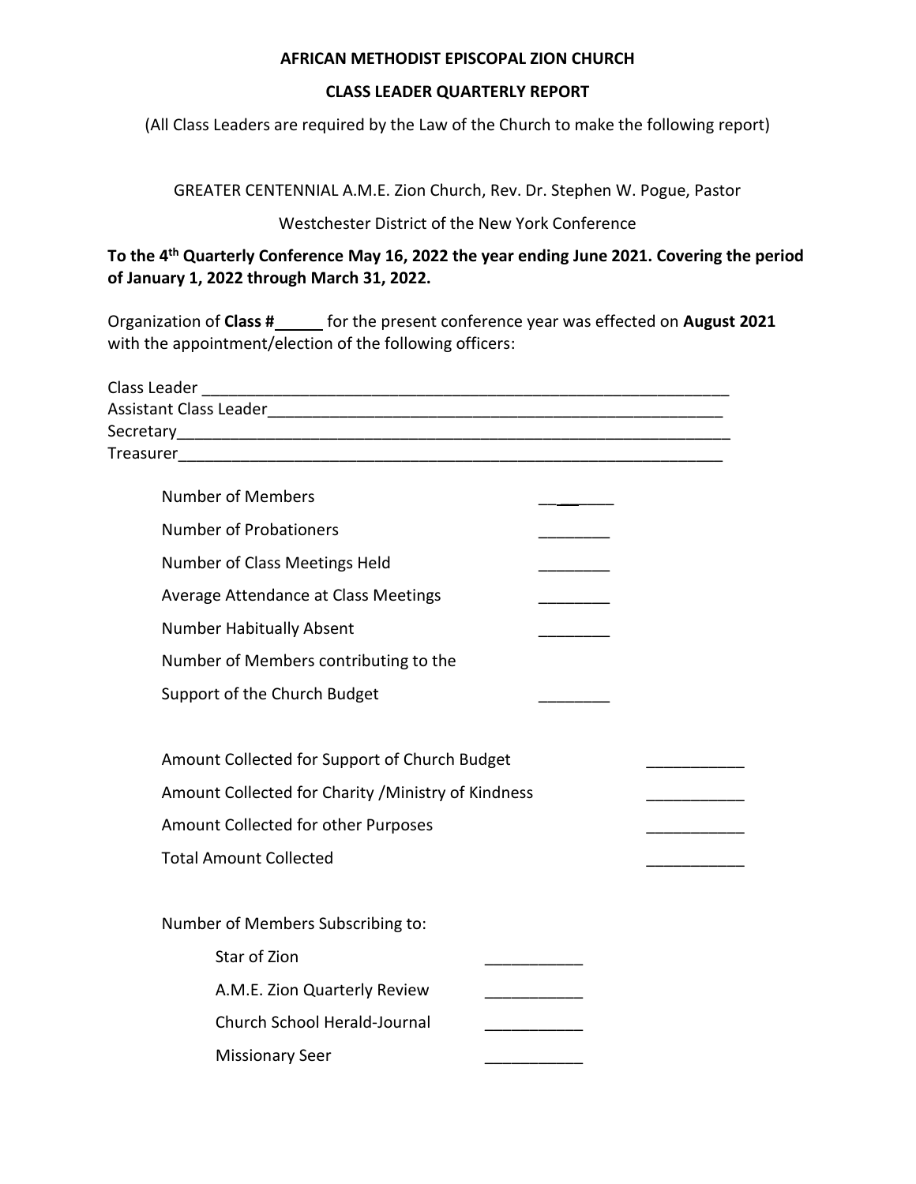**AFRICAN METHODIST EPISCOPAL ZION CHURCH**

**CLASS LEADER QUARTERLY REPORT**

(All Class Leaders are required by the Law of the Church to make the following report)

GREATER CENTENNIAL A.M.E. Zion Church, Rev. Dr. Stephen W. Pogue, Pastor

Westchester District of the New York Conference

**To the 4th Quarterly Conference May 16, 2022 the year ending June 2021. Covering the period of January 1, 2022 through March 31, 2022.**

Organization of **Class #\_\_\_\_\_** for the present conference year was effected on **August 2021** with the appointment/election of the following officers:

Class Leader \_\_\_\_\_\_\_\_\_\_\_\_\_\_\_\_\_\_\_\_\_\_\_\_\_\_\_\_\_\_\_\_\_\_\_\_\_\_\_\_\_\_\_\_\_\_\_\_\_\_\_\_\_\_\_\_\_\_\_\_

Assistant Class Leader\_\_\_\_\_\_\_\_\_\_\_\_\_\_\_\_\_\_\_\_\_\_\_\_\_\_\_\_\_\_\_\_\_\_\_\_\_\_\_\_\_\_\_\_\_\_\_\_\_\_\_

Secretary\_\_\_\_\_\_\_\_\_\_\_\_\_\_\_\_\_\_\_\_\_\_\_\_\_\_\_\_\_\_\_\_\_\_\_\_\_\_\_\_\_\_\_\_\_\_\_\_\_\_\_\_\_\_\_\_\_\_\_\_\_\_\_

Treasurer\_\_\_\_\_\_\_\_\_\_\_\_\_\_\_\_\_\_\_\_\_\_\_\_\_\_\_\_\_\_\_\_\_\_\_\_\_\_\_\_\_\_\_\_\_\_\_\_\_\_\_\_\_\_\_\_\_\_\_\_\_\_

Number of Members \_\_\_\_\_\_\_\_

Number of Probationers \_\_\_\_\_\_\_\_

Number of Class Meetings Held \_\_\_\_\_\_\_\_

Average Attendance at Class Meetings \_\_\_\_\_\_\_\_

Number Habitually Absent \_\_\_\_\_\_\_\_

Number of Members contributing to the Support of the Church Budget \_\_\_\_\_\_\_\_

Amount Collected for Support of Church Budget \_\_\_\_\_\_\_\_\_\_\_

Amount Collected for Charity /Ministry of Kindness \_\_\_\_\_\_\_\_\_\_\_

Amount Collected for other Purposes \_\_\_\_\_\_\_\_\_\_\_

Total Amount Collected \_\_\_\_\_\_\_\_\_\_\_

Number of Members Subscribing to:

- Star of Zion \_\_\_\_\_\_\_\_\_\_\_
- A.M.E. Zion Quarterly Review \_\_\_\_\_\_\_\_\_\_\_
- Church School Herald-Journal \_\_\_\_\_\_\_\_\_\_\_
- Missionary Seer \_\_\_\_\_\_\_\_\_\_\_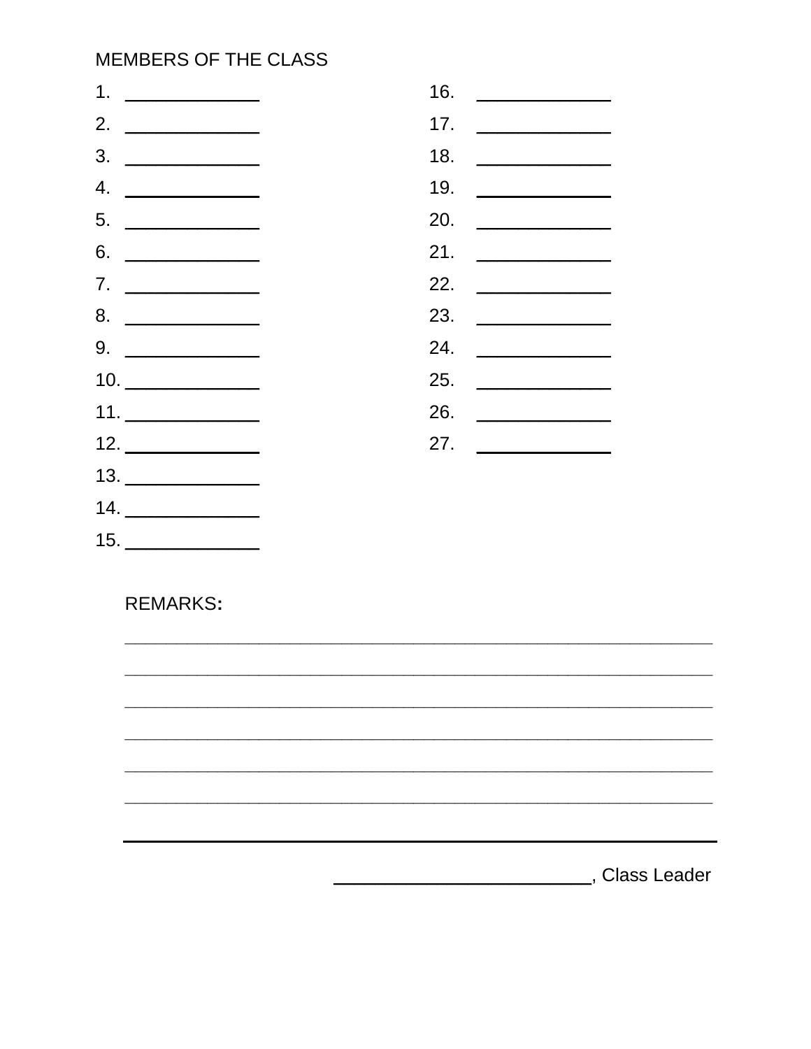MEMBERS OF THE CLASS

1. _____________
2. _____________
3. _____________
4. _____________
5. _____________
6. _____________
7. _____________
8. _____________
9. _____________
10. _____________
11. _____________
12. _____________
13. _____________
14. _____________
15. _____________
16. _____________
17. _____________
18. _____________
19. _____________
20. _____________
21. _____________
22. _____________
23. _____________
24. _____________
25. _____________
26. _____________
27. _____________

REMARKS:

__________________________________________________________

__________________________________________________________

__________________________________________________________

__________________________________________________________

__________________________________________________________

__________________________________________________________

__________________________________________________________

________________________, Class Leader